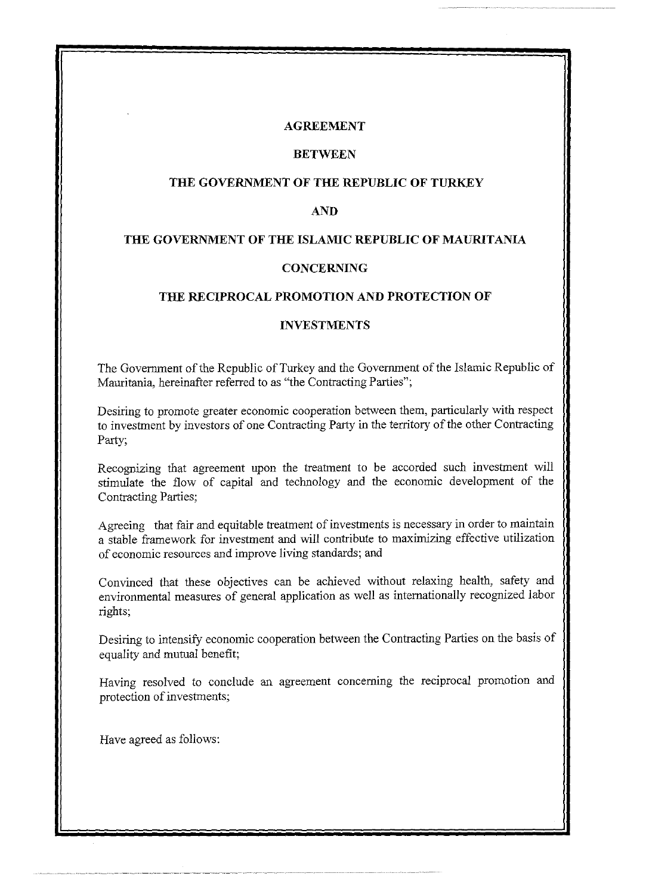# AGREEMENT

# BETWEEN

# THE GOVERNMENT OF THE REPUBLIC OF TURKEY

# AND

# THE GOVERNMENT OF THE ISLAMIC REPUBLIC OF MAURITANIA

# CONCERNING

# THE RECIPROCAL PROMOTION AND PROTECTION OF

# INVESTMENTS

The Government of the Republic of Turkey and the Government of the Islamic Republic of Mauritania, hereinafter referred to as "the Contracting Parties";

Desiring to promote greater economic cooperation between them, particularly with respect to investment by investors of one Contracting Party in the territory of the other Contracting Party;

Recognizing that agreement upon the treatment to be accorded such investment will stimulate the flow of capital and technology and the economic development of the Contracting Parties;

Agreeing that fair and equitable treatment of investments is necessary in order to maintain a stable framework for investment and will contribute to maximizing effective utilization of economic resources and improve living standards; and

Convinced that these objectives can be achieved without relaxing health, safety and environmental measures of general application as well as internationally recognized labor rights;

Desiring to intensify economic cooperation between the Contracting Parties on the basis of equality and mutual benefit;

Having resolved to conclude an agreement concerning the reciprocal promotion and protection of investments;

Have agreed as follows: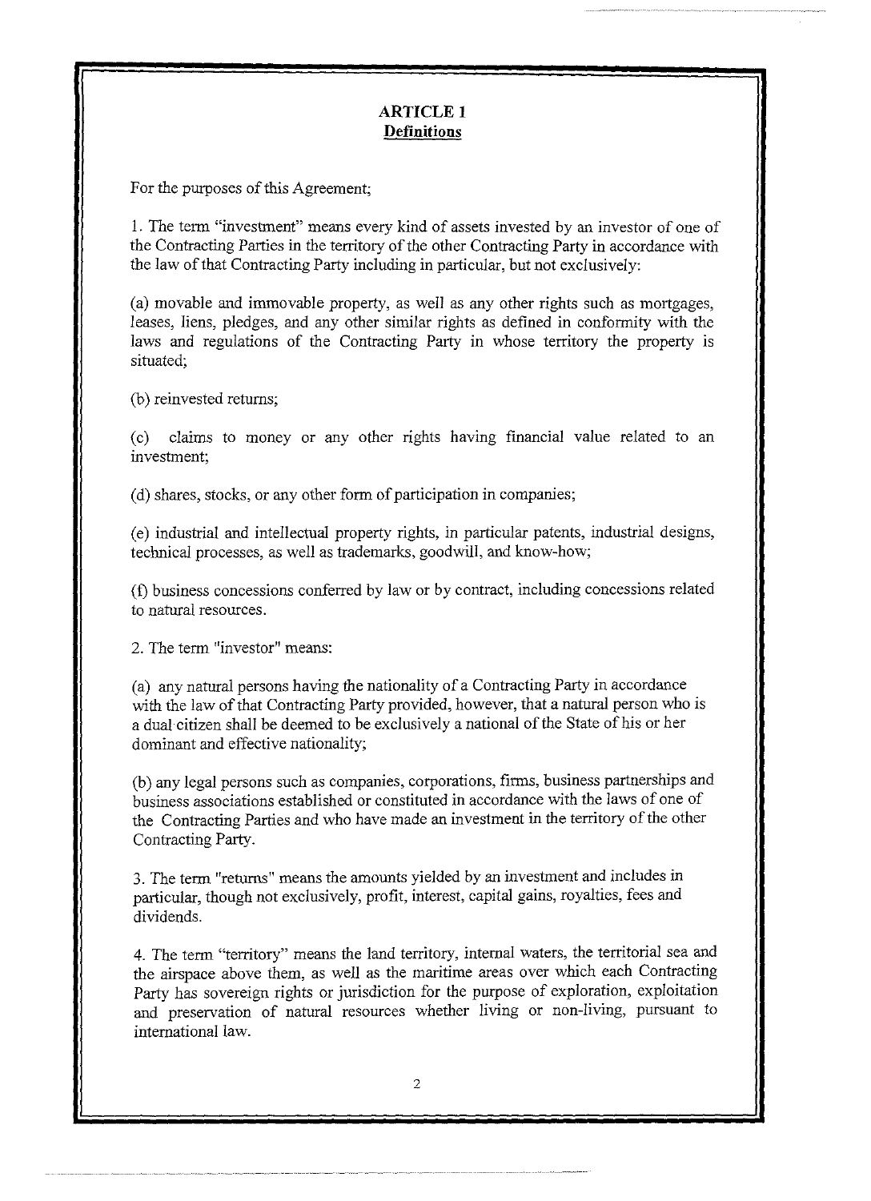## ARTICLE 1
### Definitions

For the purposes of this Agreement;

1. The term "investment" means every kind of assets invested by an investor of one of the Contracting Parties in the territory of the other Contracting Party in accordance with the law of that Contracting Party including in particular, but not exclusively:

(a) movable and immovable property, as well as any other rights such as mortgages, leases, liens, pledges, and any other similar rights as defined in conformity with the laws and regulations of the Contracting Party in whose territory the property is situated;

(b) reinvested returns;

(c) claims to money or any other rights having financial value related to an investment;

(d) shares, stocks, or any other form of participation in companies;

(e) industrial and intellectual property rights, in particular patents, industrial designs, technical processes, as well as trademarks, goodwill, and know-how;

(f) business concessions conferred by law or by contract, including concessions related to natural resources.

2. The term "investor" means:

(a) any natural persons having the nationality of a Contracting Party in accordance with the law of that Contracting Party provided, however, that a natural person who is a dual citizen shall be deemed to be exclusively a national of the State of his or her dominant and effective nationality;

(b) any legal persons such as companies, corporations, firms, business partnerships and business associations established or constituted in accordance with the laws of one of the Contracting Parties and who have made an investment in the territory of the other Contracting Party.

3. The term "returns" means the amounts yielded by an investment and includes in particular, though not exclusively, profit, interest, capital gains, royalties, fees and dividends.

4. The term "territory" means the land territory, internal waters, the territorial sea and the airspace above them, as well as the maritime areas over which each Contracting Party has sovereign rights or jurisdiction for the purpose of exploration, exploitation and preservation of natural resources whether living or non-living, pursuant to international law.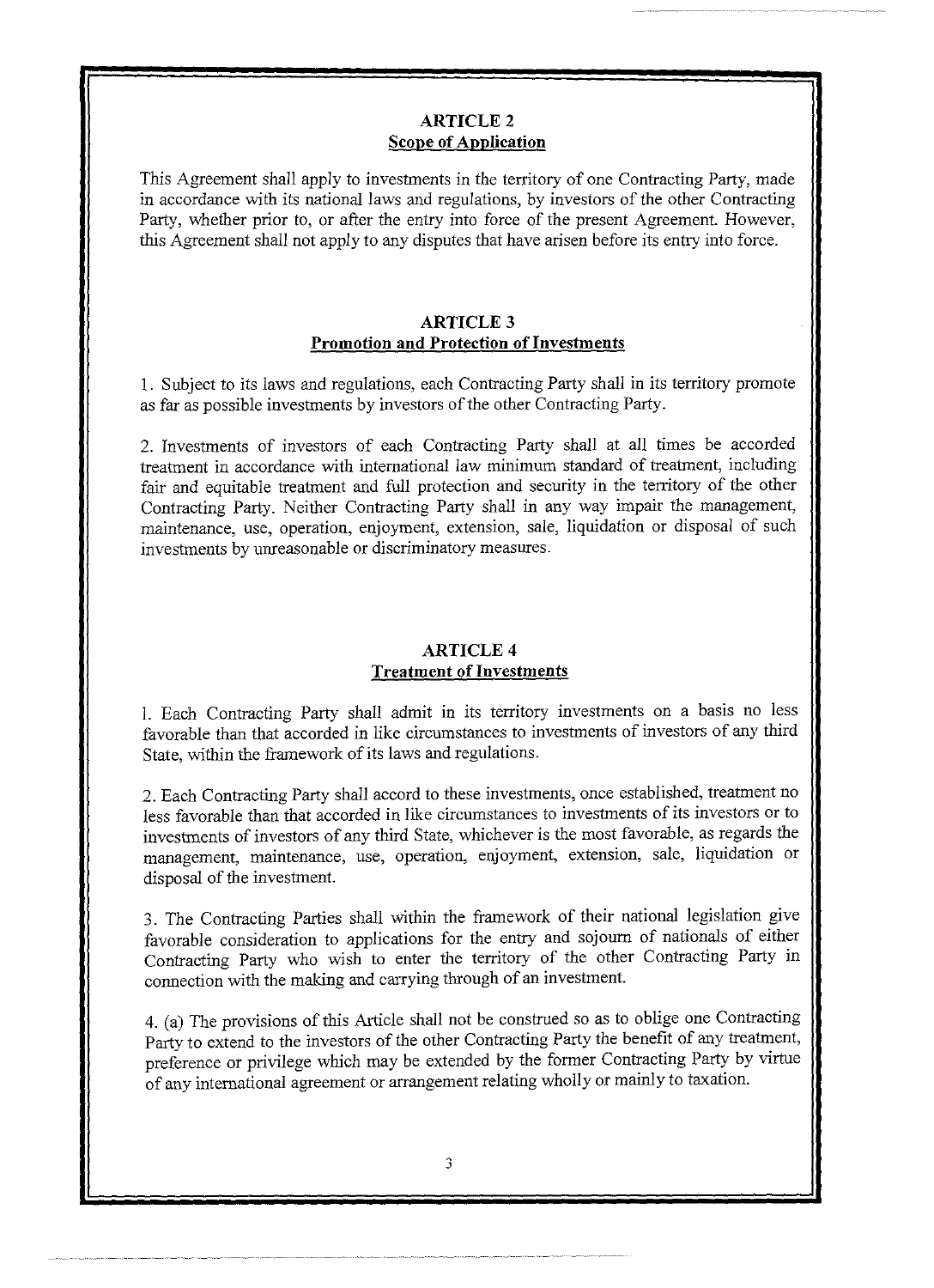## ARTICLE 2
**Scope of Application**

This Agreement shall apply to investments in the territory of one Contracting Party, made in accordance with its national laws and regulations, by investors of the other Contracting Party, whether prior to, or after the entry into force of the present Agreement. However, this Agreement shall not apply to any disputes that have arisen before its entry into force.

## ARTICLE 3
**Promotion and Protection of Investments**

1. Subject to its laws and regulations, each Contracting Party shall in its territory promote as far as possible investments by investors of the other Contracting Party.

2. Investments of investors of each Contracting Party shall at all times be accorded treatment in accordance with international law minimum standard of treatment, including fair and equitable treatment and full protection and security in the territory of the other Contracting Party. Neither Contracting Party shall in any way impair the management, maintenance, use, operation, enjoyment, extension, sale, liquidation or disposal of such investments by unreasonable or discriminatory measures.

## ARTICLE 4
**Treatment of Investments**

1. Each Contracting Party shall admit in its territory investments on a basis no less favorable than that accorded in like circumstances to investments of investors of any third State, within the framework of its laws and regulations.

2. Each Contracting Party shall accord to these investments, once established, treatment no less favorable than that accorded in like circumstances to investments of its investors or to investments of investors of any third State, whichever is the most favorable, as regards the management, maintenance, use, operation, enjoyment, extension, sale, liquidation or disposal of the investment.

3. The Contracting Parties shall within the framework of their national legislation give favorable consideration to applications for the entry and sojourn of nationals of either Contracting Party who wish to enter the territory of the other Contracting Party in connection with the making and carrying through of an investment.

4. (a) The provisions of this Article shall not be construed so as to oblige one Contracting Party to extend to the investors of the other Contracting Party the benefit of any treatment, preference or privilege which may be extended by the former Contracting Party by virtue of any international agreement or arrangement relating wholly or mainly to taxation.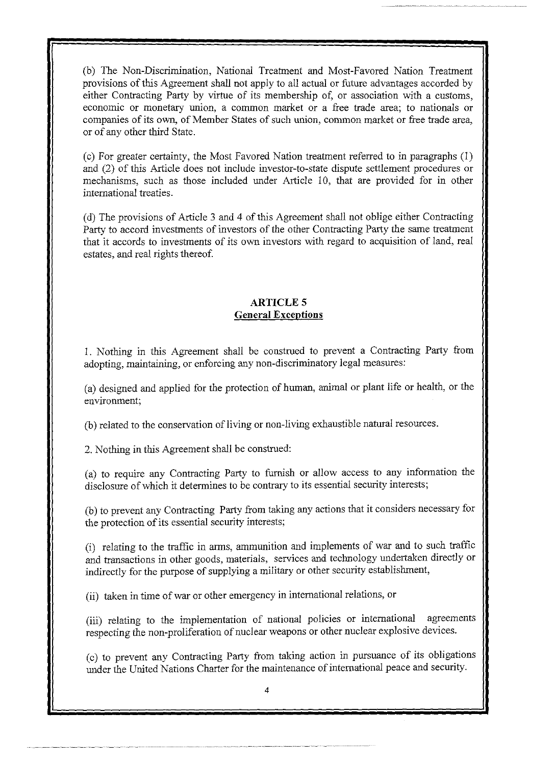(b) The Non-Discrimination, National Treatment and Most-Favored Nation Treatment provisions of this Agreement shall not apply to all actual or future advantages accorded by either Contracting Party by virtue of its membership of, or association with a customs, economic or monetary union, a common market or a free trade area; to nationals or companies of its own, of Member States of such union, common market or free trade area, or of any other third State.

(c) For greater certainty, the Most Favored Nation treatment referred to in paragraphs (1) and (2) of this Article does not include investor-to-state dispute settlement procedures or mechanisms, such as those included under Article 10, that are provided for in other international treaties.

(d) The provisions of Article 3 and 4 of this Agreement shall not oblige either Contracting Party to accord investments of investors of the other Contracting Party the same treatment that it accords to investments of its own investors with regard to acquisition of land, real estates, and real rights thereof.

## ARTICLE 5
## General Exceptions

1. Nothing in this Agreement shall be construed to prevent a Contracting Party from adopting, maintaining, or enforcing any non-discriminatory legal measures:

(a) designed and applied for the protection of human, animal or plant life or health, or the environment;

(b) related to the conservation of living or non-living exhaustible natural resources.

2. Nothing in this Agreement shall be construed:

(a) to require any Contracting Party to furnish or allow access to any information the disclosure of which it determines to be contrary to its essential security interests;

(b) to prevent any Contracting Party from taking any actions that it considers necessary for the protection of its essential security interests;

(i) relating to the traffic in arms, ammunition and implements of war and to such traffic and transactions in other goods, materials, services and technology undertaken directly or indirectly for the purpose of supplying a military or other security establishment,

(ii) taken in time of war or other emergency in international relations, or

(iii) relating to the implementation of national policies or international agreements respecting the non-proliferation of nuclear weapons or other nuclear explosive devices.

(c) to prevent any Contracting Party from taking action in pursuance of its obligations under the United Nations Charter for the maintenance of international peace and security.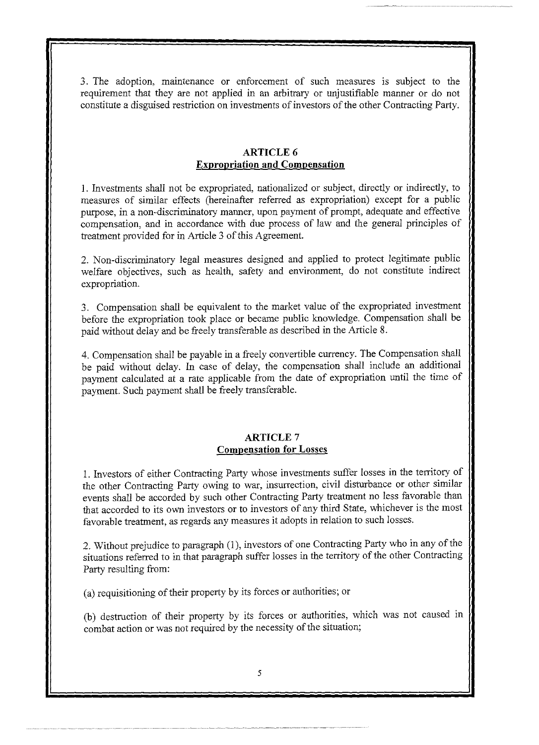3. The adoption, maintenance or enforcement of such measures is subject to the requirement that they are not applied in an arbitrary or unjustifiable manner or do not constitute a disguised restriction on investments of investors of the other Contracting Party.

## ARTICLE 6
## Expropriation and Compensation

1. Investments shall not be expropriated, nationalized or subject, directly or indirectly, to measures of similar effects (hereinafter referred as expropriation) except for a public purpose, in a non-discriminatory manner, upon payment of prompt, adequate and effective compensation, and in accordance with due process of law and the general principles of treatment provided for in Article 3 of this Agreement.

2. Non-discriminatory legal measures designed and applied to protect legitimate public welfare objectives, such as health, safety and environment, do not constitute indirect expropriation.

3. Compensation shall be equivalent to the market value of the expropriated investment before the expropriation took place or became public knowledge. Compensation shall be paid without delay and be freely transferable as described in the Article 8.

4. Compensation shall be payable in a freely convertible currency. The Compensation shall be paid without delay. In case of delay, the compensation shall include an additional payment calculated at a rate applicable from the date of expropriation until the time of payment. Such payment shall be freely transferable.

## ARTICLE 7
## Compensation for Losses

1. Investors of either Contracting Party whose investments suffer losses in the territory of the other Contracting Party owing to war, insurrection, civil disturbance or other similar events shall be accorded by such other Contracting Party treatment no less favorable than that accorded to its own investors or to investors of any third State, whichever is the most favorable treatment, as regards any measures it adopts in relation to such losses.

2. Without prejudice to paragraph (1), investors of one Contracting Party who in any of the situations referred to in that paragraph suffer losses in the territory of the other Contracting Party resulting from:

(a) requisitioning of their property by its forces or authorities; or

(b) destruction of their property by its forces or authorities, which was not caused in combat action or was not required by the necessity of the situation;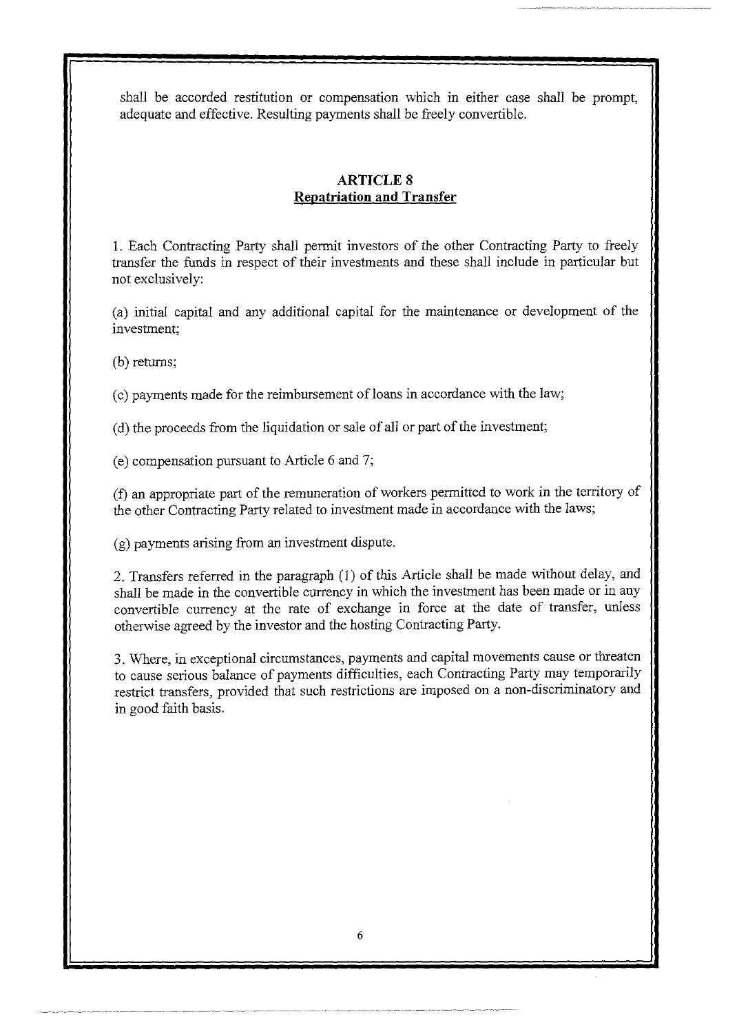shall be accorded restitution or compensation which in either case shall be prompt, adequate and effective. Resulting payments shall be freely convertible.

## ARTICLE 8
## Repatriation and Transfer

1. Each Contracting Party shall permit investors of the other Contracting Party to freely transfer the funds in respect of their investments and these shall include in particular but not exclusively:

(a) initial capital and any additional capital for the maintenance or development of the investment;

(b) returns;

(c) payments made for the reimbursement of loans in accordance with the law;

(d) the proceeds from the liquidation or sale of all or part of the investment;

(e) compensation pursuant to Article 6 and 7;

(f) an appropriate part of the remuneration of workers permitted to work in the territory of the other Contracting Party related to investment made in accordance with the laws;

(g) payments arising from an investment dispute.

2. Transfers referred in the paragraph (1) of this Article shall be made without delay, and shall be made in the convertible currency in which the investment has been made or in any convertible currency at the rate of exchange in force at the date of transfer, unless otherwise agreed by the investor and the hosting Contracting Party.

3. Where, in exceptional circumstances, payments and capital movements cause or threaten to cause serious balance of payments difficulties, each Contracting Party may temporarily restrict transfers, provided that such restrictions are imposed on a non-discriminatory and in good faith basis.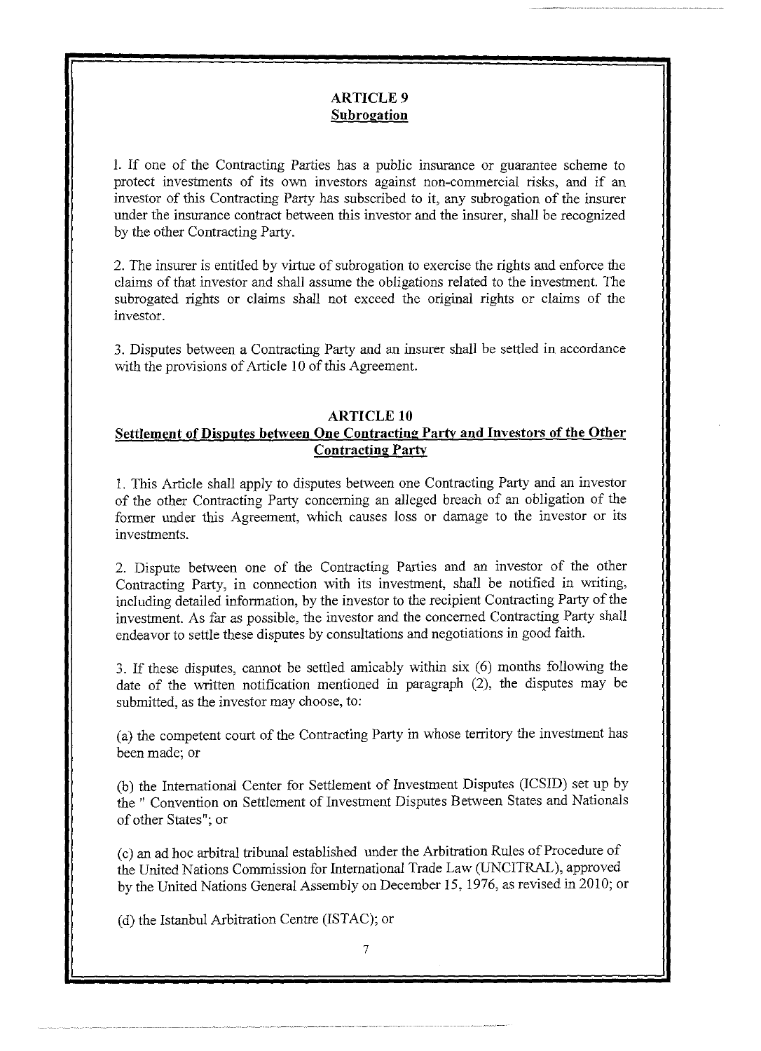## ARTICLE 9
### Subrogation

1. If one of the Contracting Parties has a public insurance or guarantee scheme to protect investments of its own investors against non-commercial risks, and if an investor of this Contracting Party has subscribed to it, any subrogation of the insurer under the insurance contract between this investor and the insurer, shall be recognized by the other Contracting Party.

2. The insurer is entitled by virtue of subrogation to exercise the rights and enforce the claims of that investor and shall assume the obligations related to the investment. The subrogated rights or claims shall not exceed the original rights or claims of the investor.

3. Disputes between a Contracting Party and an insurer shall be settled in accordance with the provisions of Article 10 of this Agreement.

## ARTICLE 10
### Settlement of Disputes between One Contracting Party and Investors of the Other Contracting Party

1. This Article shall apply to disputes between one Contracting Party and an investor of the other Contracting Party concerning an alleged breach of an obligation of the former under this Agreement, which causes loss or damage to the investor or its investments.

2. Dispute between one of the Contracting Parties and an investor of the other Contracting Party, in connection with its investment, shall be notified in writing, including detailed information, by the investor to the recipient Contracting Party of the investment. As far as possible, the investor and the concerned Contracting Party shall endeavor to settle these disputes by consultations and negotiations in good faith.

3. If these disputes, cannot be settled amicably within six (6) months following the date of the written notification mentioned in paragraph (2), the disputes may be submitted, as the investor may choose, to:

(a) the competent court of the Contracting Party in whose territory the investment has been made; or

(b) the International Center for Settlement of Investment Disputes (ICSID) set up by the " Convention on Settlement of Investment Disputes Between States and Nationals of other States"; or

(c) an ad hoc arbitral tribunal established under the Arbitration Rules of Procedure of the United Nations Commission for International Trade Law (UNCITRAL), approved by the United Nations General Assembly on December 15, 1976, as revised in 2010; or

(d) the Istanbul Arbitration Centre (ISTAC); or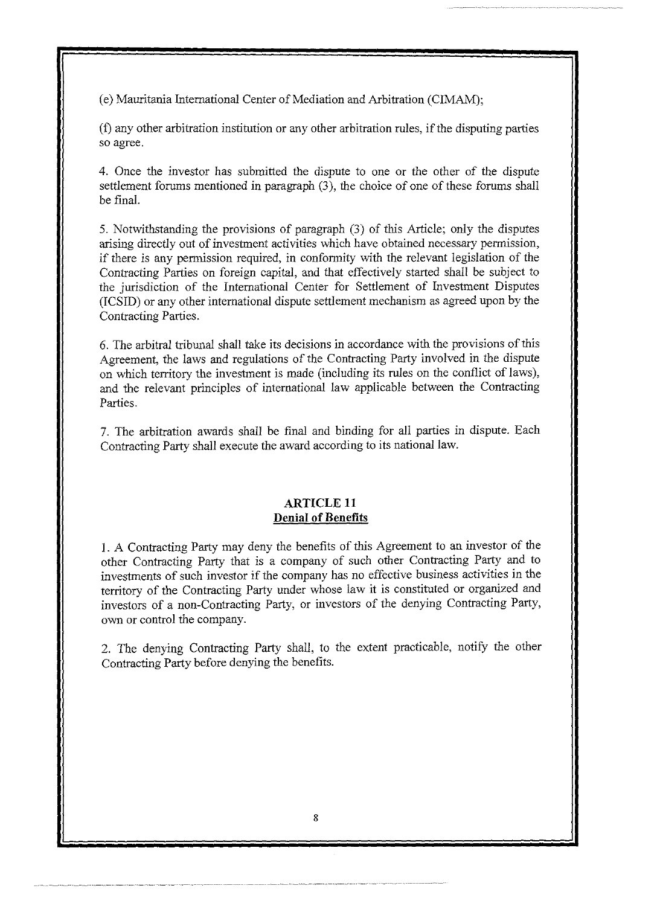(e) Mauritania International Center of Mediation and Arbitration (CIMAM);

(f) any other arbitration institution or any other arbitration rules, if the disputing parties so agree.

4. Once the investor has submitted the dispute to one or the other of the dispute settlement forums mentioned in paragraph (3), the choice of one of these forums shall be final.

5. Notwithstanding the provisions of paragraph (3) of this Article; only the disputes arising directly out of investment activities which have obtained necessary permission, if there is any permission required, in conformity with the relevant legislation of the Contracting Parties on foreign capital, and that effectively started shall be subject to the jurisdiction of the International Center for Settlement of Investment Disputes (ICSID) or any other international dispute settlement mechanism as agreed upon by the Contracting Parties.

6. The arbitral tribunal shall take its decisions in accordance with the provisions of this Agreement, the laws and regulations of the Contracting Party involved in the dispute on which territory the investment is made (including its rules on the conflict of laws), and the relevant principles of international law applicable between the Contracting Parties.

7. The arbitration awards shall be final and binding for all parties in dispute. Each Contracting Party shall execute the award according to its national law.

## ARTICLE 11
## Denial of Benefits

1. A Contracting Party may deny the benefits of this Agreement to an investor of the other Contracting Party that is a company of such other Contracting Party and to investments of such investor if the company has no effective business activities in the territory of the Contracting Party under whose law it is constituted or organized and investors of a non-Contracting Party, or investors of the denying Contracting Party, own or control the company.

2. The denying Contracting Party shall, to the extent practicable, notify the other Contracting Party before denying the benefits.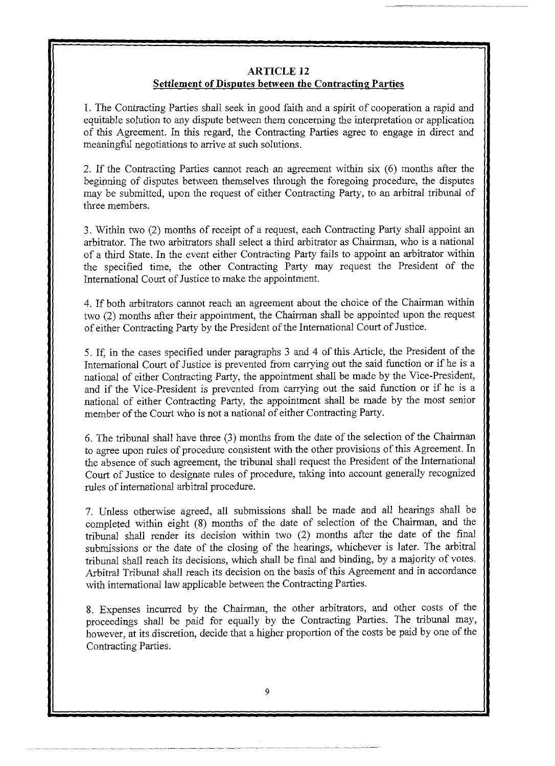## ARTICLE 12

## Settlement of Disputes between the Contracting Parties

1. The Contracting Parties shall seek in good faith and a spirit of cooperation a rapid and equitable solution to any dispute between them concerning the interpretation or application of this Agreement. In this regard, the Contracting Parties agree to engage in direct and meaningful negotiations to arrive at such solutions.

2. If the Contracting Parties cannot reach an agreement within six (6) months after the beginning of disputes between themselves through the foregoing procedure, the disputes may be submitted, upon the request of either Contracting Party, to an arbitral tribunal of three members.

3. Within two (2) months of receipt of a request, each Contracting Party shall appoint an arbitrator. The two arbitrators shall select a third arbitrator as Chairman, who is a national of a third State. In the event either Contracting Party fails to appoint an arbitrator within the specified time, the other Contracting Party may request the President of the International Court of Justice to make the appointment.

4. If both arbitrators cannot reach an agreement about the choice of the Chairman within two (2) months after their appointment, the Chairman shall be appointed upon the request of either Contracting Party by the President of the International Court of Justice.

5. If, in the cases specified under paragraphs 3 and 4 of this Article, the President of the International Court of Justice is prevented from carrying out the said function or if he is a national of either Contracting Party, the appointment shall be made by the Vice-President, and if the Vice-President is prevented from carrying out the said function or if he is a national of either Contracting Party, the appointment shall be made by the most senior member of the Court who is not a national of either Contracting Party.

6. The tribunal shall have three (3) months from the date of the selection of the Chairman to agree upon rules of procedure consistent with the other provisions of this Agreement. In the absence of such agreement, the tribunal shall request the President of the International Court of Justice to designate rules of procedure, taking into account generally recognized rules of international arbitral procedure.

7. Unless otherwise agreed, all submissions shall be made and all hearings shall be completed within eight (8) months of the date of selection of the Chairman, and the tribunal shall render its decision within two (2) months after the date of the final submissions or the date of the closing of the hearings, whichever is later. The arbitral tribunal shall reach its decisions, which shall be final and binding, by a majority of votes. Arbitral Tribunal shall reach its decision on the basis of this Agreement and in accordance with international law applicable between the Contracting Parties.

8. Expenses incurred by the Chairman, the other arbitrators, and other costs of the proceedings shall be paid for equally by the Contracting Parties. The tribunal may, however, at its discretion, decide that a higher proportion of the costs be paid by one of the Contracting Parties.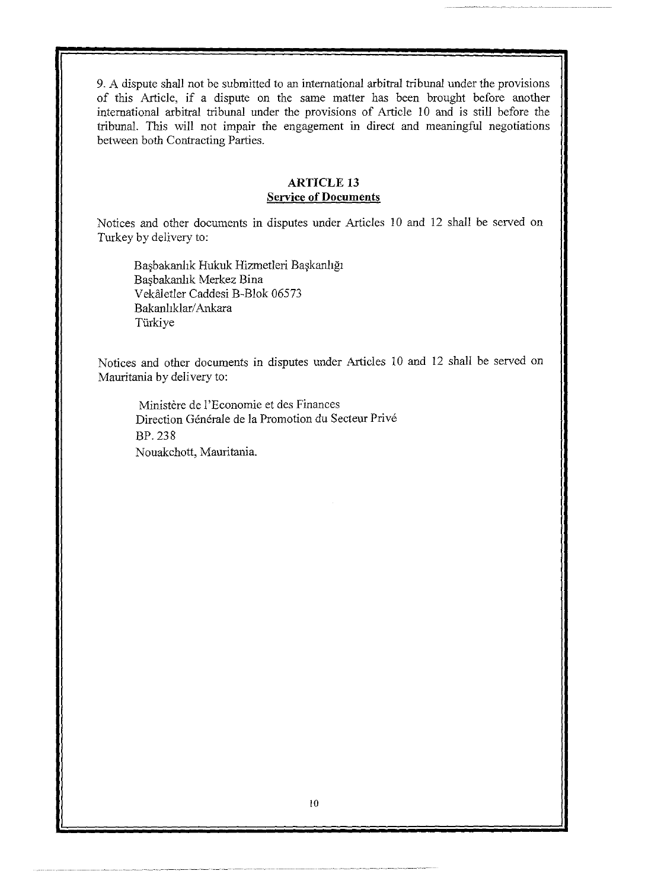9. A dispute shall not be submitted to an international arbitral tribunal under the provisions of this Article, if a dispute on the same matter has been brought before another international arbitral tribunal under the provisions of Article 10 and is still before the tribunal. This will not impair the engagement in direct and meaningful negotiations between both Contracting Parties.

## ARTICLE 13
### Service of Documents

Notices and other documents in disputes under Articles 10 and 12 shall be served on Turkey by delivery to:

Başbakanlık Hukuk Hizmetleri Başkanlığı
Başbakanlık Merkez Bina
Vekâletler Caddesi B-Blok 06573
Bakanlıklar/Ankara
Türkiye

Notices and other documents in disputes under Articles 10 and 12 shall be served on Mauritania by delivery to:

Ministère de l'Economie et des Finances
Direction Générale de la Promotion du Secteur Privé
BP. 238
Nouakchott, Mauritania.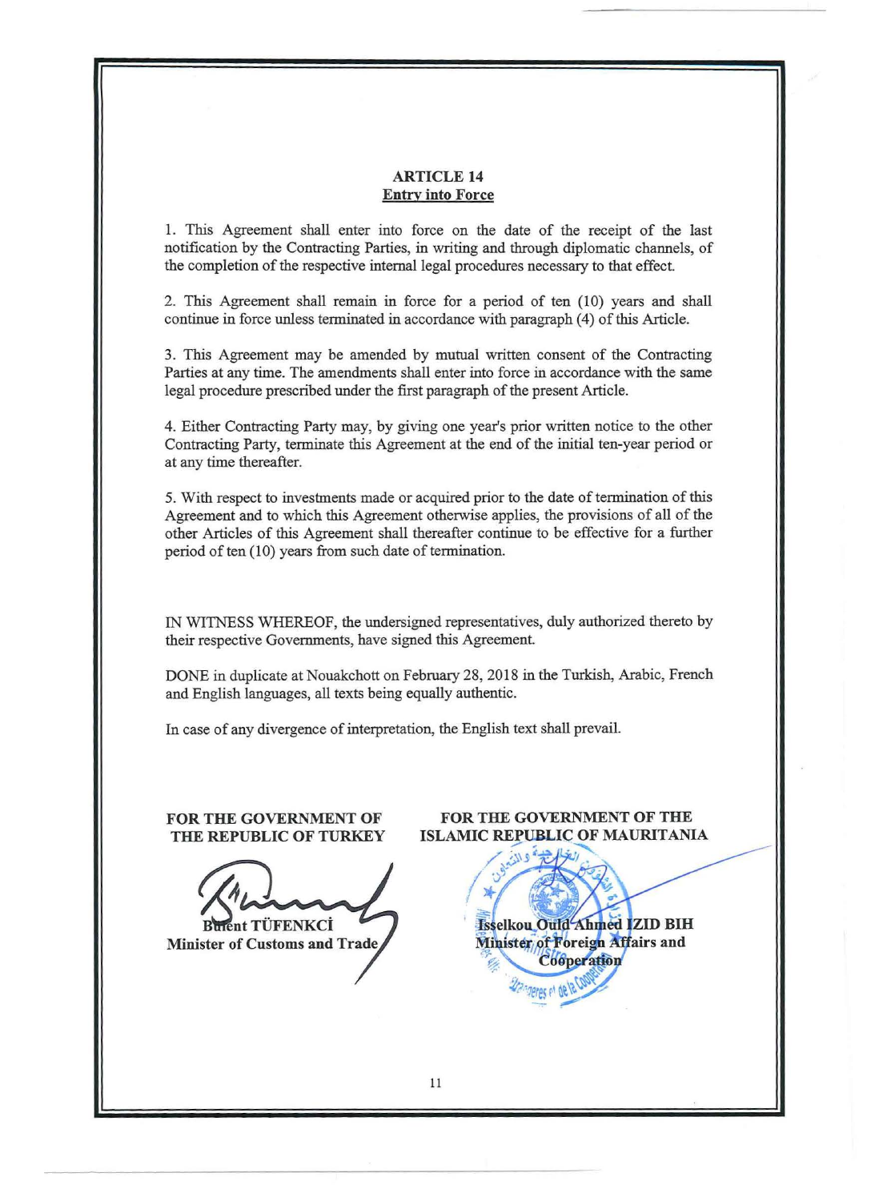## ARTICLE 14
**Entry into Force**

1. This Agreement shall enter into force on the date of the receipt of the last notification by the Contracting Parties, in writing and through diplomatic channels, of the completion of the respective internal legal procedures necessary to that effect.

2. This Agreement shall remain in force for a period of ten (10) years and shall continue in force unless terminated in accordance with paragraph (4) of this Article.

3. This Agreement may be amended by mutual written consent of the Contracting Parties at any time. The amendments shall enter into force in accordance with the same legal procedure prescribed under the first paragraph of the present Article.

4. Either Contracting Party may, by giving one year's prior written notice to the other Contracting Party, terminate this Agreement at the end of the initial ten-year period or at any time thereafter.

5. With respect to investments made or acquired prior to the date of termination of this Agreement and to which this Agreement otherwise applies, the provisions of all of the other Articles of this Agreement shall thereafter continue to be effective for a further period of ten (10) years from such date of termination.

IN WITNESS WHEREOF, the undersigned representatives, duly authorized thereto by their respective Governments, have signed this Agreement.

DONE in duplicate at Nouakchott on February 28, 2018 in the Turkish, Arabic, French and English languages, all texts being equally authentic.

In case of any divergence of interpretation, the English text shall prevail.

**FOR THE GOVERNMENT OF THE REPUBLIC OF TURKEY**

**Bülent TÜFENKCİ**
**Minister of Customs and Trade**

**FOR THE GOVERNMENT OF THE ISLAMIC REPUBLIC OF MAURITANIA**

**Isselkou Ould Ahmed IZID BIH**
**Minister of Foreign Affairs and Cooperation**